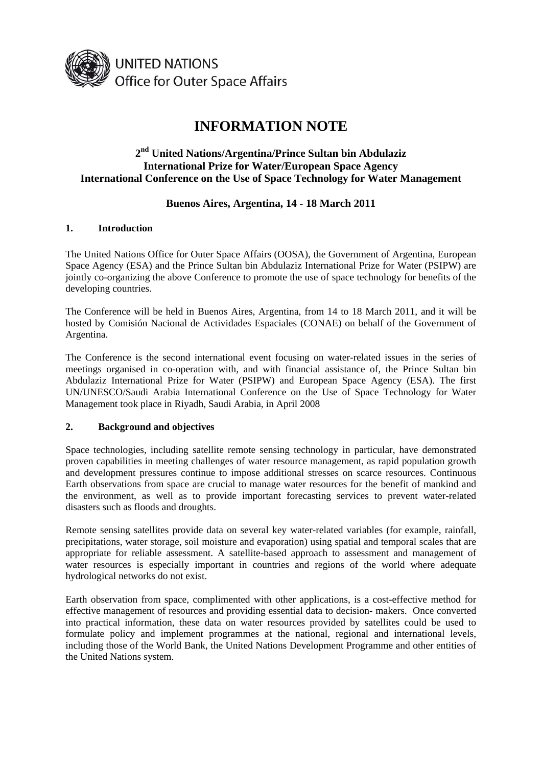UNITED NATIONS
Office for Outer Space Affairs

# INFORMATION NOTE

## 2nd United Nations/Argentina/Prince Sultan bin Abdulaziz International Prize for Water/European Space Agency International Conference on the Use of Space Technology for Water Management

### Buenos Aires, Argentina, 14 - 18 March 2011

### 1. Introduction

The United Nations Office for Outer Space Affairs (OOSA), the Government of Argentina, European Space Agency (ESA) and the Prince Sultan bin Abdulaziz International Prize for Water (PSIPW) are jointly co-organizing the above Conference to promote the use of space technology for benefits of the developing countries.

The Conference will be held in Buenos Aires, Argentina, from 14 to 18 March 2011, and it will be hosted by Comisión Nacional de Actividades Espaciales (CONAE) on behalf of the Government of Argentina.

The Conference is the second international event focusing on water-related issues in the series of meetings organised in co-operation with, and with financial assistance of, the Prince Sultan bin Abdulaziz International Prize for Water (PSIPW) and European Space Agency (ESA). The first UN/UNESCO/Saudi Arabia International Conference on the Use of Space Technology for Water Management took place in Riyadh, Saudi Arabia, in April 2008

### 2. Background and objectives

Space technologies, including satellite remote sensing technology in particular, have demonstrated proven capabilities in meeting challenges of water resource management, as rapid population growth and development pressures continue to impose additional stresses on scarce resources. Continuous Earth observations from space are crucial to manage water resources for the benefit of mankind and the environment, as well as to provide important forecasting services to prevent water-related disasters such as floods and droughts.

Remote sensing satellites provide data on several key water-related variables (for example, rainfall, precipitations, water storage, soil moisture and evaporation) using spatial and temporal scales that are appropriate for reliable assessment. A satellite-based approach to assessment and management of water resources is especially important in countries and regions of the world where adequate hydrological networks do not exist.

Earth observation from space, complimented with other applications, is a cost-effective method for effective management of resources and providing essential data to decision- makers. Once converted into practical information, these data on water resources provided by satellites could be used to formulate policy and implement programmes at the national, regional and international levels, including those of the World Bank, the United Nations Development Programme and other entities of the United Nations system.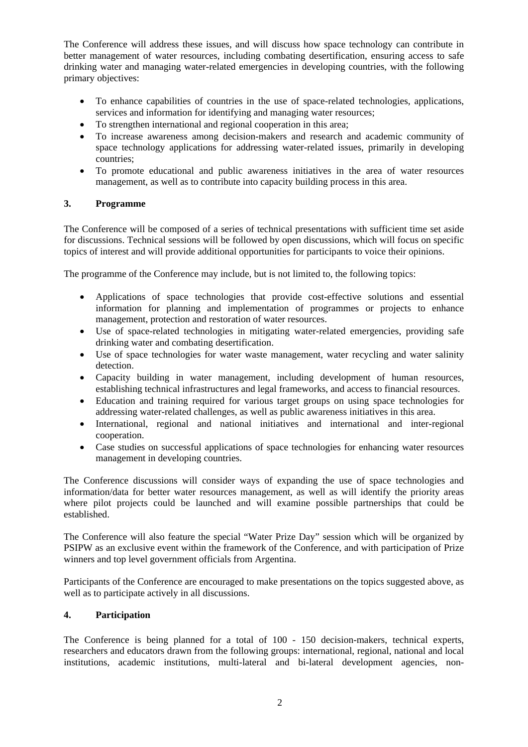The Conference will address these issues, and will discuss how space technology can contribute in better management of water resources, including combating desertification, ensuring access to safe drinking water and managing water-related emergencies in developing countries, with the following primary objectives:

- To enhance capabilities of countries in the use of space-related technologies, applications, services and information for identifying and managing water resources;
- To strengthen international and regional cooperation in this area;
- To increase awareness among decision-makers and research and academic community of space technology applications for addressing water-related issues, primarily in developing countries;
- To promote educational and public awareness initiatives in the area of water resources management, as well as to contribute into capacity building process in this area.

## 3. Programme

The Conference will be composed of a series of technical presentations with sufficient time set aside for discussions. Technical sessions will be followed by open discussions, which will focus on specific topics of interest and will provide additional opportunities for participants to voice their opinions.

The programme of the Conference may include, but is not limited to, the following topics:

- Applications of space technologies that provide cost-effective solutions and essential information for planning and implementation of programmes or projects to enhance management, protection and restoration of water resources.
- Use of space-related technologies in mitigating water-related emergencies, providing safe drinking water and combating desertification.
- Use of space technologies for water waste management, water recycling and water salinity detection.
- Capacity building in water management, including development of human resources, establishing technical infrastructures and legal frameworks, and access to financial resources.
- Education and training required for various target groups on using space technologies for addressing water-related challenges, as well as public awareness initiatives in this area.
- International, regional and national initiatives and international and inter-regional cooperation.
- Case studies on successful applications of space technologies for enhancing water resources management in developing countries.

The Conference discussions will consider ways of expanding the use of space technologies and information/data for better water resources management, as well as will identify the priority areas where pilot projects could be launched and will examine possible partnerships that could be established.

The Conference will also feature the special "Water Prize Day" session which will be organized by PSIPW as an exclusive event within the framework of the Conference, and with participation of Prize winners and top level government officials from Argentina.

Participants of the Conference are encouraged to make presentations on the topics suggested above, as well as to participate actively in all discussions.

## 4. Participation

The Conference is being planned for a total of 100 - 150 decision-makers, technical experts, researchers and educators drawn from the following groups: international, regional, national and local institutions, academic institutions, multi-lateral and bi-lateral development agencies, non-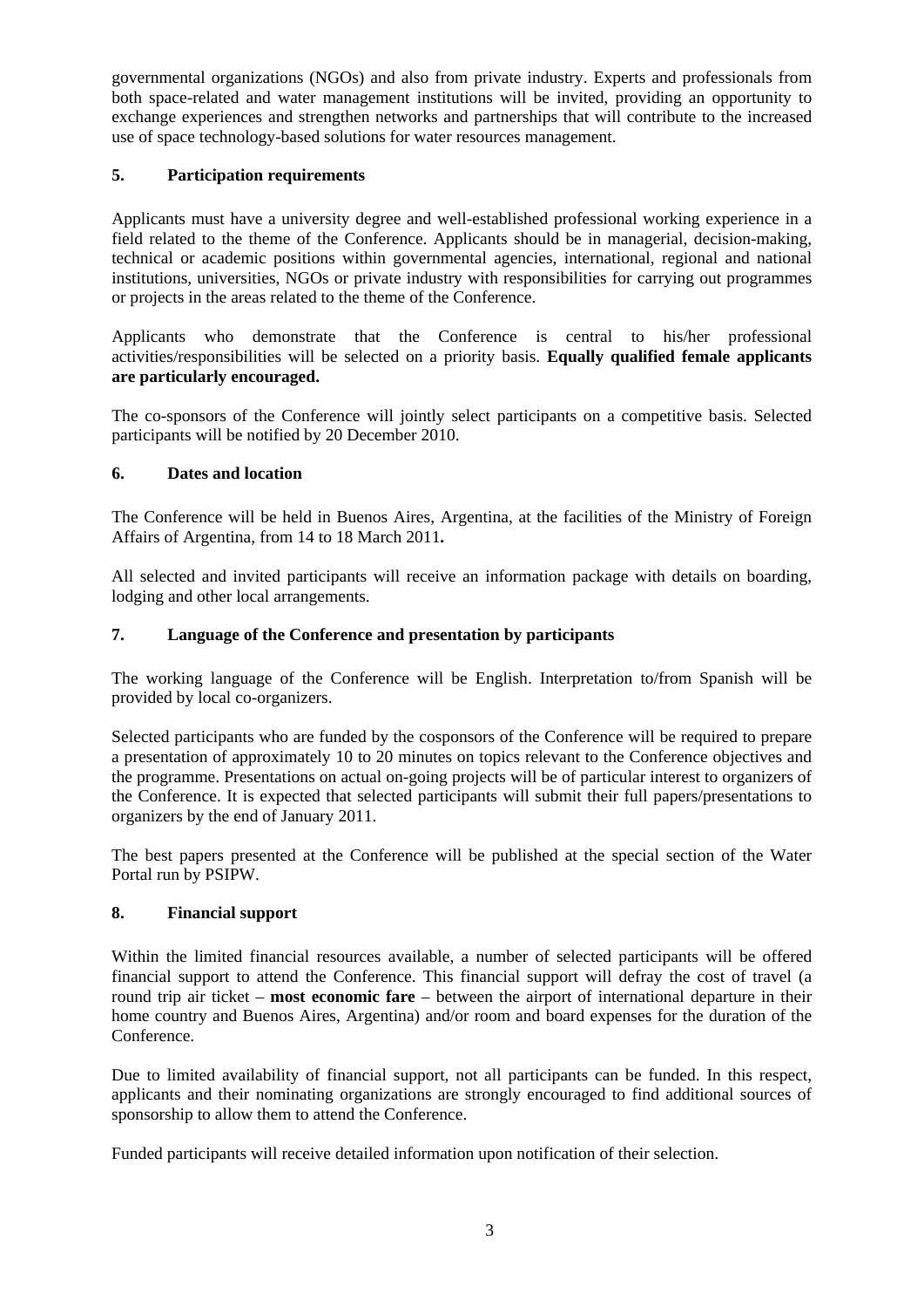governmental organizations (NGOs) and also from private industry. Experts and professionals from both space-related and water management institutions will be invited, providing an opportunity to exchange experiences and strengthen networks and partnerships that will contribute to the increased use of space technology-based solutions for water resources management.

## 5. Participation requirements

Applicants must have a university degree and well-established professional working experience in a field related to the theme of the Conference. Applicants should be in managerial, decision-making, technical or academic positions within governmental agencies, international, regional and national institutions, universities, NGOs or private industry with responsibilities for carrying out programmes or projects in the areas related to the theme of the Conference.

Applicants who demonstrate that the Conference is central to his/her professional activities/responsibilities will be selected on a priority basis. **Equally qualified female applicants are particularly encouraged.**

The co-sponsors of the Conference will jointly select participants on a competitive basis. Selected participants will be notified by 20 December 2010.

## 6. Dates and location

The Conference will be held in Buenos Aires, Argentina, at the facilities of the Ministry of Foreign Affairs of Argentina, from 14 to 18 March 2011**.**

All selected and invited participants will receive an information package with details on boarding, lodging and other local arrangements.

## 7. Language of the Conference and presentation by participants

The working language of the Conference will be English. Interpretation to/from Spanish will be provided by local co-organizers.

Selected participants who are funded by the cosponsors of the Conference will be required to prepare a presentation of approximately 10 to 20 minutes on topics relevant to the Conference objectives and the programme. Presentations on actual on-going projects will be of particular interest to organizers of the Conference. It is expected that selected participants will submit their full papers/presentations to organizers by the end of January 2011.

The best papers presented at the Conference will be published at the special section of the Water Portal run by PSIPW.

## 8. Financial support

Within the limited financial resources available, a number of selected participants will be offered financial support to attend the Conference. This financial support will defray the cost of travel (a round trip air ticket – **most economic fare** – between the airport of international departure in their home country and Buenos Aires, Argentina) and/or room and board expenses for the duration of the Conference.

Due to limited availability of financial support, not all participants can be funded. In this respect, applicants and their nominating organizations are strongly encouraged to find additional sources of sponsorship to allow them to attend the Conference.

Funded participants will receive detailed information upon notification of their selection.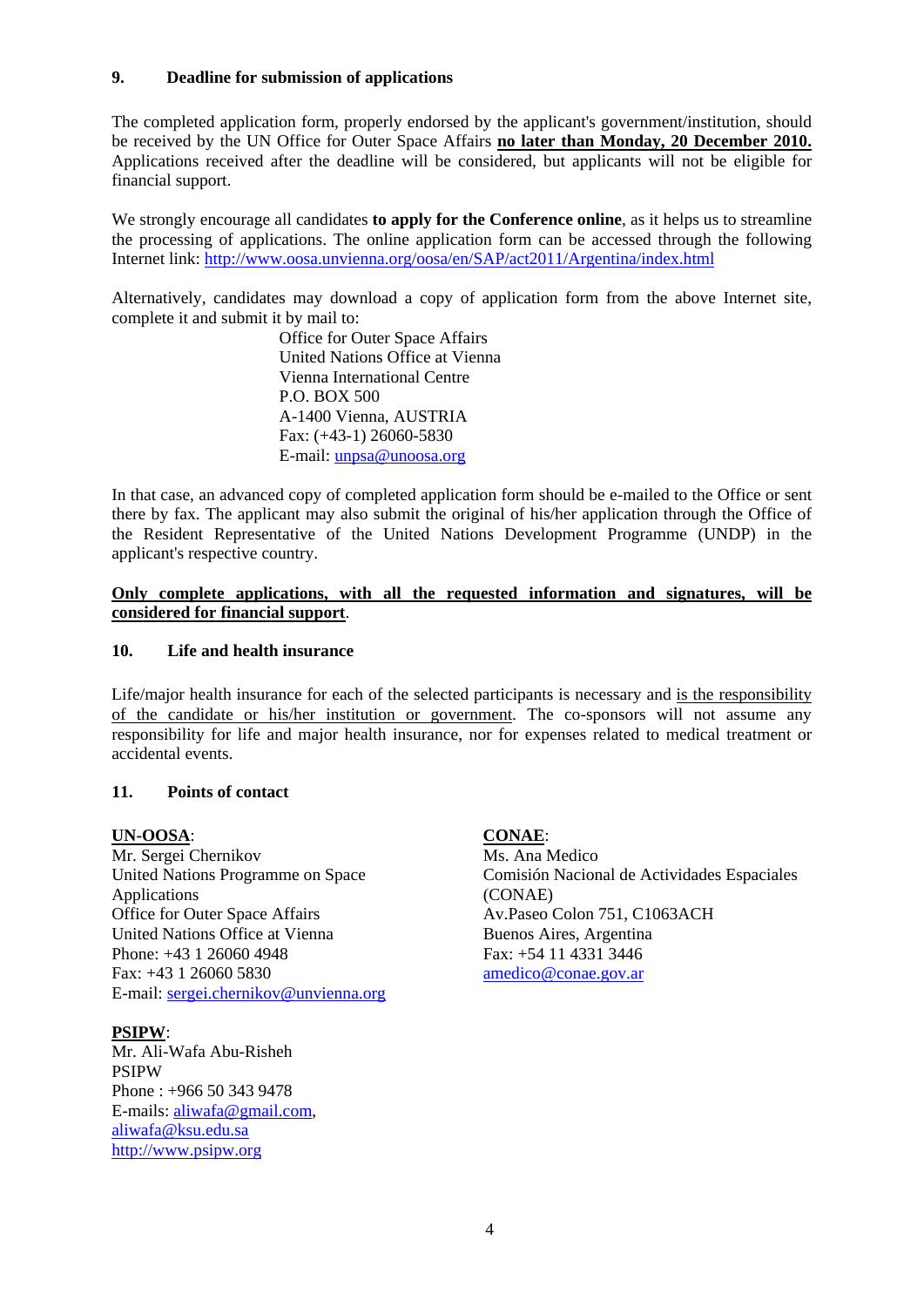## 9. Deadline for submission of applications

The completed application form, properly endorsed by the applicant's government/institution, should be received by the UN Office for Outer Space Affairs **no later than Monday, 20 December 2010.** Applications received after the deadline will be considered, but applicants will not be eligible for financial support.

We strongly encourage all candidates **to apply for the Conference online**, as it helps us to streamline the processing of applications. The online application form can be accessed through the following Internet link: http://www.oosa.unvienna.org/oosa/en/SAP/act2011/Argentina/index.html

Alternatively, candidates may download a copy of application form from the above Internet site, complete it and submit it by mail to:

Office for Outer Space Affairs
United Nations Office at Vienna
Vienna International Centre
P.O. BOX 500
A-1400 Vienna, AUSTRIA
Fax: (+43-1) 26060-5830
E-mail: unpsa@unoosa.org

In that case, an advanced copy of completed application form should be e-mailed to the Office or sent there by fax. The applicant may also submit the original of his/her application through the Office of the Resident Representative of the United Nations Development Programme (UNDP) in the applicant's respective country.

**Only complete applications, with all the requested information and signatures, will be considered for financial support**.

## 10. Life and health insurance

Life/major health insurance for each of the selected participants is necessary and is the responsibility of the candidate or his/her institution or government. The co-sponsors will not assume any responsibility for life and major health insurance, nor for expenses related to medical treatment or accidental events.

## 11. Points of contact

**UN-OOSA**:
Mr. Sergei Chernikov
United Nations Programme on Space Applications
Office for Outer Space Affairs
United Nations Office at Vienna
Phone: +43 1 26060 4948
Fax: +43 1 26060 5830
E-mail: sergei.chernikov@unvienna.org

**CONAE**:
Ms. Ana Medico
Comisión Nacional de Actividades Espaciales (CONAE)
Av.Paseo Colon 751, C1063ACH
Buenos Aires, Argentina
Fax: +54 11 4331 3446
amedico@conae.gov.ar

**PSIPW**:
Mr. Ali-Wafa Abu-Risheh
PSIPW
Phone : +966 50 343 9478
E-mails: aliwafa@gmail.com, aliwafa@ksu.edu.sa
http://www.psipw.org